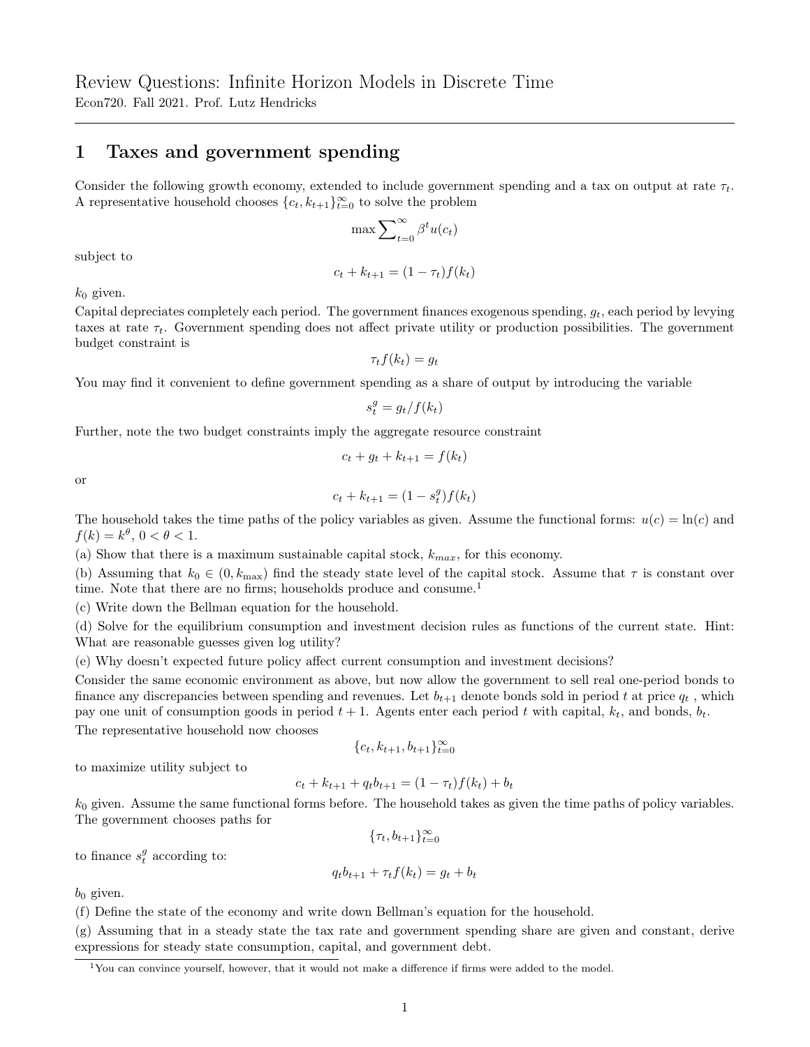# Review Questions: Infinite Horizon Models in Discrete Time

Econ720. Fall 2021. Prof. Lutz Hendricks

---

## 1 Taxes and government spending

Consider the following growth economy, extended to include government spending and a tax on output at rate $\tau_t$. A representative household chooses $\{c_t, k_{t+1}\}_{t=0}^{\infty}$ to solve the problem

$$\max \sum_{t=0}^{\infty} \beta^t u(c_t)$$

subject to

$$c_t + k_{t+1} = (1 - \tau_t) f(k_t)$$

$k_0$ given.

Capital depreciates completely each period. The government finances exogenous spending, $g_t$, each period by levying taxes at rate $\tau_t$. Government spending does not affect private utility or production possibilities. The government budget constraint is

$$\tau_t f(k_t) = g_t$$

You may find it convenient to define government spending as a share of output by introducing the variable

$$s_t^g = g_t / f(k_t)$$

Further, note the two budget constraints imply the aggregate resource constraint

$$c_t + g_t + k_{t+1} = f(k_t)$$

or

$$c_t + k_{t+1} = (1 - s_t^g) f(k_t)$$

The household takes the time paths of the policy variables as given. Assume the functional forms: $u(c) = \ln(c)$ and $f(k) = k^\theta$, $0 < \theta < 1$.

(a) Show that there is a maximum sustainable capital stock, $k_{max}$, for this economy.

(b) Assuming that $k_0 \in (0, k_{\max})$ find the steady state level of the capital stock. Assume that $\tau$ is constant over time. Note that there are no firms; households produce and consume.[1]

(c) Write down the Bellman equation for the household.

(d) Solve for the equilibrium consumption and investment decision rules as functions of the current state. Hint: What are reasonable guesses given log utility?

(e) Why doesn't expected future policy affect current consumption and investment decisions?

Consider the same economic environment as above, but now allow the government to sell real one-period bonds to finance any discrepancies between spending and revenues. Let $b_{t+1}$ denote bonds sold in period $t$ at price $q_t$ , which pay one unit of consumption goods in period $t + 1$. Agents enter each period $t$ with capital, $k_t$, and bonds, $b_t$.

The representative household now chooses

$$\{c_t, k_{t+1}, b_{t+1}\}_{t=0}^{\infty}$$

to maximize utility subject to

$$c_t + k_{t+1} + q_t b_{t+1} = (1 - \tau_t) f(k_t) + b_t$$

$k_0$ given. Assume the same functional forms before. The household takes as given the time paths of policy variables. The government chooses paths for

$$\{\tau_t, b_{t+1}\}_{t=0}^{\infty}$$

to finance $s_t^g$ according to:

$$q_t b_{t+1} + \tau_t f(k_t) = g_t + b_t$$

$b_0$ given.

(f) Define the state of the economy and write down Bellman's equation for the household.

(g) Assuming that in a steady state the tax rate and government spending share are given and constant, derive expressions for steady state consumption, capital, and government debt.

---

[1] You can convince yourself, however, that it would not make a difference if firms were added to the model.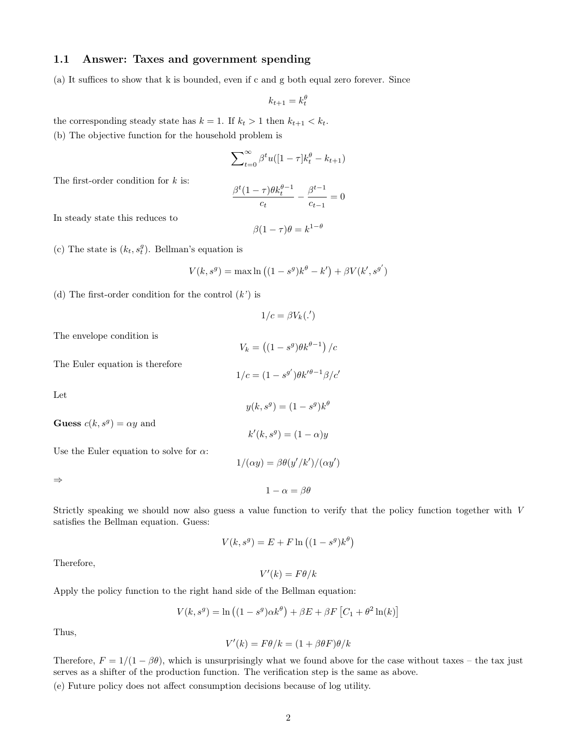### 1.1 Answer: Taxes and government spending

(a) It suffices to show that k is bounded, even if c and g both equal zero forever. Since

$$k_{t+1} = k_t^{\theta}$$

the corresponding steady state has $k = 1$. If $k_t > 1$ then $k_{t+1} < k_t$.

(b) The objective function for the household problem is

$$\sum\nolimits_{t=0}^{\infty} \beta^t u([1-\tau]k_t^{\theta} - k_{t+1})$$

The first-order condition for $k$ is:

$$\frac{\beta^t (1-\tau)\theta k_t^{\theta-1}}{c_t} - \frac{\beta^{t-1}}{c_{t-1}} = 0$$

In steady state this reduces to

$$\beta(1-\tau)\theta = k^{1-\theta}$$

(c) The state is $(k_t, s_t^g)$. Bellman's equation is

$$V(k, s^g) = \max \ln\left((1-s^g)k^{\theta} - k'\right) + \beta V(k', s^{g'})$$

(d) The first-order condition for the control ($k$') is

$$1/c = \beta V_k(.')$$

The envelope condition is

$$V_k = \left((1-s^g)\theta k^{\theta-1}\right)/c$$

The Euler equation is therefore

$$1/c = (1-s^{g'})\theta k'^{\theta-1}\beta/c'$$

Let

$$y(k, s^g) = (1-s^g)k^{\theta}$$

**Guess** $c(k, s^g) = \alpha y$ and

$$k'(k, s^g) = (1-\alpha)y$$

Use the Euler equation to solve for $\alpha$:

$$1/(\alpha y) = \beta\theta(y'/k')/(\alpha y')$$

$\Rightarrow$

$$1 - \alpha = \beta\theta$$

Strictly speaking we should now also guess a value function to verify that the policy function together with $V$ satisfies the Bellman equation. Guess:

$$V(k, s^g) = E + F \ln\left((1-s^g)k^{\theta}\right)$$

Therefore,

$$V'(k) = F\theta/k$$

Apply the policy function to the right hand side of the Bellman equation:

$$V(k, s^g) = \ln\left((1-s^g)\alpha k^{\theta}\right) + \beta E + \beta F\left[C_1 + \theta^2 \ln(k)\right]$$

Thus,

$$V'(k) = F\theta/k = (1 + \beta\theta F)\theta/k$$

Therefore, $F = 1/(1-\beta\theta)$, which is unsurprisingly what we found above for the case without taxes – the tax just serves as a shifter of the production function. The verification step is the same as above.

(e) Future policy does not affect consumption decisions because of log utility.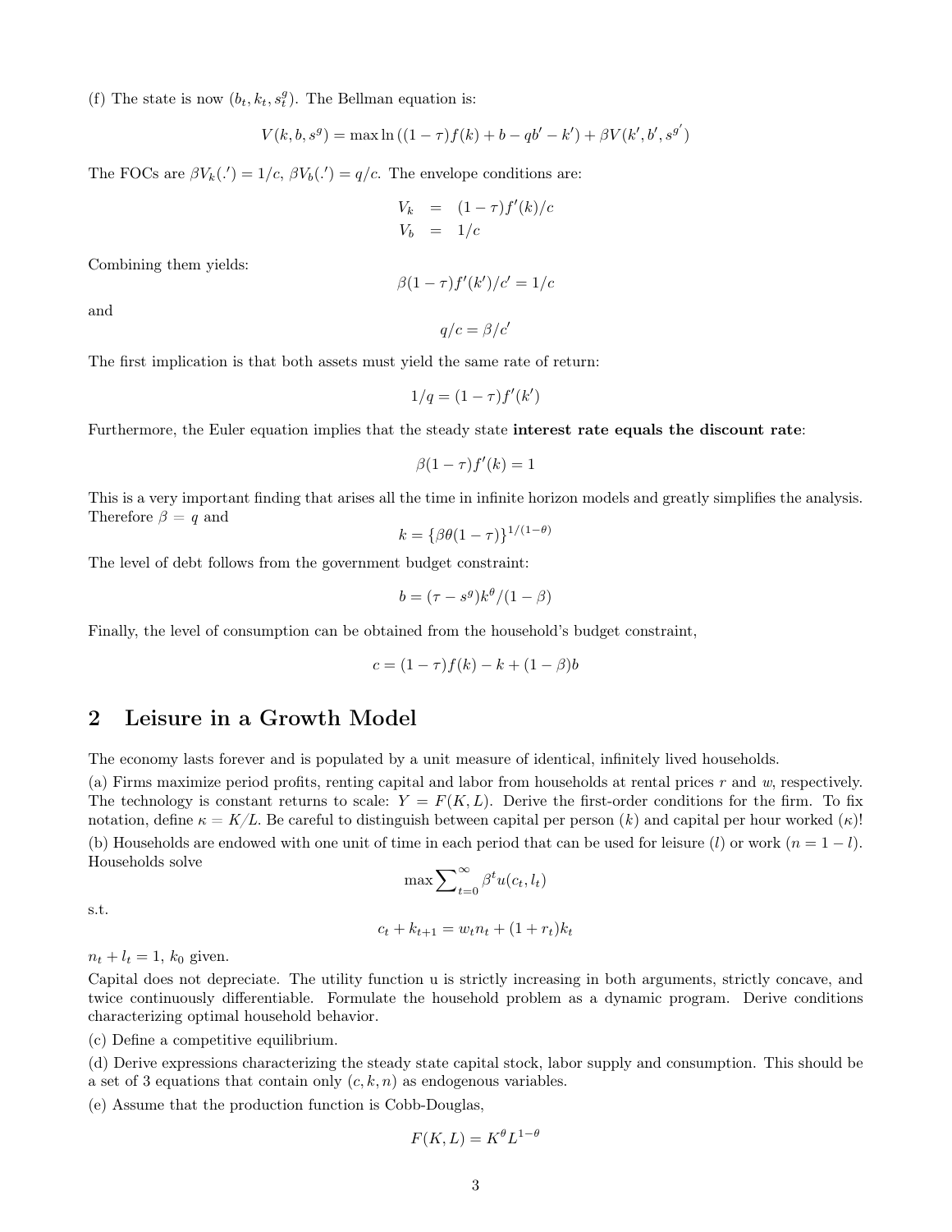(f) The state is now $(b_t, k_t, s_t^g)$. The Bellman equation is:

$$V(k, b, s^g) = \max \ln\left((1-\tau)f(k) + b - qb' - k'\right) + \beta V(k', b', s^{g'})$$

The FOCs are $\beta V_k(.') = 1/c$, $\beta V_b(.') = q/c$. The envelope conditions are:

$$\begin{aligned} V_k &= (1-\tau)f'(k)/c \\ V_b &= 1/c \end{aligned}$$

Combining them yields:

$$\beta(1-\tau)f'(k')/c' = 1/c$$

and

$$q/c = \beta/c'$$

The first implication is that both assets must yield the same rate of return:

$$1/q = (1-\tau)f'(k')$$

Furthermore, the Euler equation implies that the steady state **interest rate equals the discount rate**:

$$\beta(1-\tau)f'(k) = 1$$

This is a very important finding that arises all the time in infinite horizon models and greatly simplifies the analysis. Therefore $\beta = q$ and

$$k = \{\beta\theta(1-\tau)\}^{1/(1-\theta)}$$

The level of debt follows from the government budget constraint:

$$b = (\tau - s^g)k^\theta/(1-\beta)$$

Finally, the level of consumption can be obtained from the household's budget constraint,

$$c = (1-\tau)f(k) - k + (1-\beta)b$$

## 2 Leisure in a Growth Model

The economy lasts forever and is populated by a unit measure of identical, infinitely lived households.

(a) Firms maximize period profits, renting capital and labor from households at rental prices $r$ and $w$, respectively. The technology is constant returns to scale: $Y = F(K, L)$. Derive the first-order conditions for the firm. To fix notation, define $\kappa = K/L$. Be careful to distinguish between capital per person ($k$) and capital per hour worked ($\kappa$)!

(b) Households are endowed with one unit of time in each period that can be used for leisure ($l$) or work ($n = 1 - l$). Households solve

$$\max \sum_{t=0}^{\infty} \beta^t u(c_t, l_t)$$

s.t.

$$c_t + k_{t+1} = w_t n_t + (1 + r_t)k_t$$

$n_t + l_t = 1$, $k_0$ given.

Capital does not depreciate. The utility function u is strictly increasing in both arguments, strictly concave, and twice continuously differentiable. Formulate the household problem as a dynamic program. Derive conditions characterizing optimal household behavior.

(c) Define a competitive equilibrium.

(d) Derive expressions characterizing the steady state capital stock, labor supply and consumption. This should be a set of 3 equations that contain only $(c, k, n)$ as endogenous variables.

(e) Assume that the production function is Cobb-Douglas,

$$F(K, L) = K^\theta L^{1-\theta}$$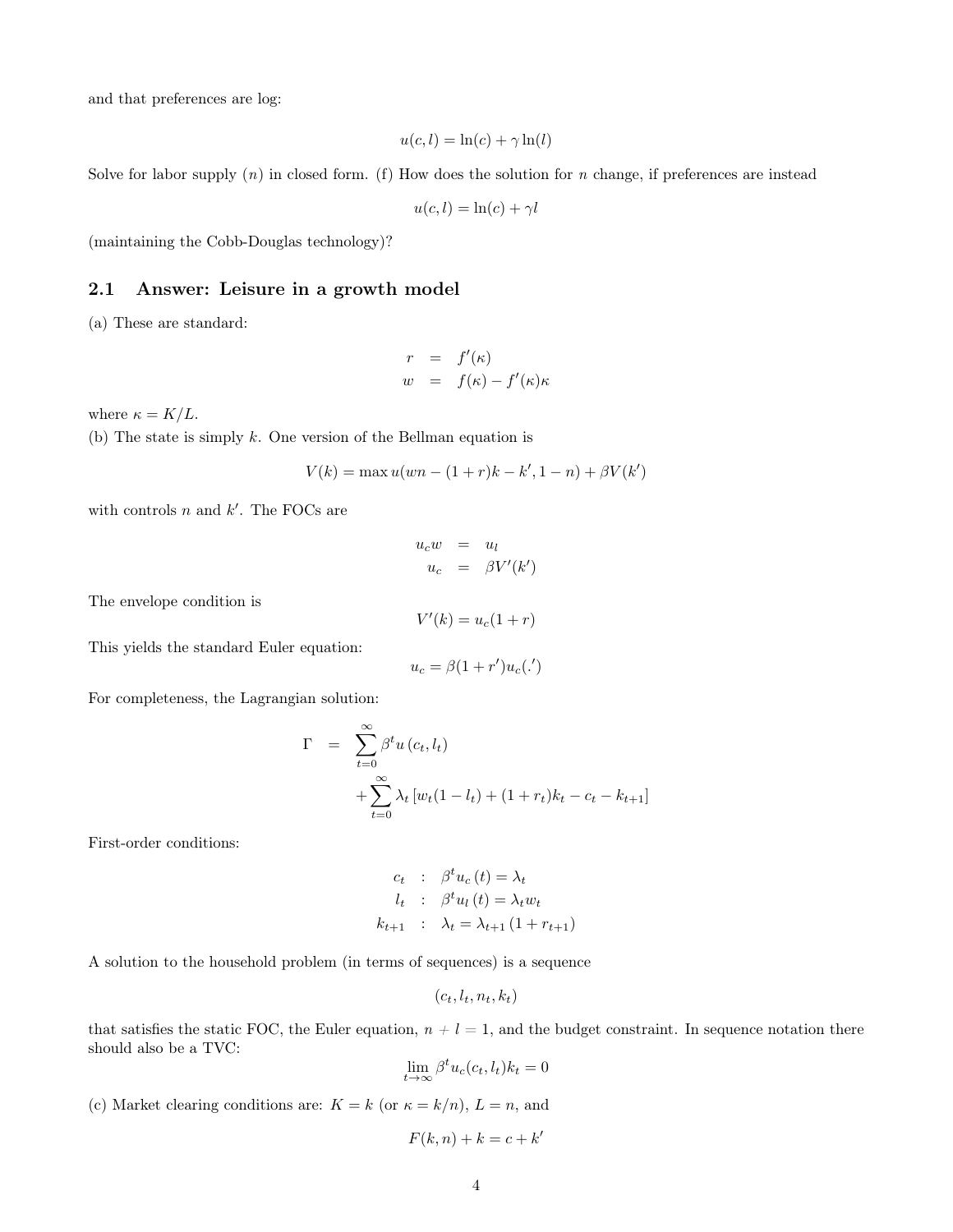and that preferences are log:

$$u(c, l) = \ln(c) + \gamma \ln(l)$$

Solve for labor supply ($n$) in closed form. (f) How does the solution for $n$ change, if preferences are instead

$$u(c, l) = \ln(c) + \gamma l$$

(maintaining the Cobb-Douglas technology)?

## 2.1 Answer: Leisure in a growth model

(a) These are standard:

$$\begin{aligned} r &= f'(\kappa) \\ w &= f(\kappa) - f'(\kappa)\kappa \end{aligned}$$

where $\kappa = K/L$.

(b) The state is simply $k$. One version of the Bellman equation is

$$V(k) = \max u(wn - (1+r)k - k', 1 - n) + \beta V(k')$$

with controls $n$ and $k'$. The FOCs are

$$\begin{aligned} u_c w &= u_l \\ u_c &= \beta V'(k') \end{aligned}$$

The envelope condition is

$$V'(k) = u_c(1+r)$$

This yields the standard Euler equation:

$$u_c = \beta(1 + r')u_c(.')$$

For completeness, the Lagrangian solution:

$$\begin{aligned} \Gamma &= \sum_{t=0}^{\infty} \beta^t u(c_t, l_t) \\ &+ \sum_{t=0}^{\infty} \lambda_t \left[ w_t(1 - l_t) + (1 + r_t)k_t - c_t - k_{t+1} \right] \end{aligned}$$

First-order conditions:

$$\begin{aligned} c_t &: \beta^t u_c(t) = \lambda_t \\ l_t &: \beta^t u_l(t) = \lambda_t w_t \\ k_{t+1} &: \lambda_t = \lambda_{t+1}(1 + r_{t+1}) \end{aligned}$$

A solution to the household problem (in terms of sequences) is a sequence

$$(c_t, l_t, n_t, k_t)$$

that satisfies the static FOC, the Euler equation, $n + l = 1$, and the budget constraint. In sequence notation there should also be a TVC:

$$\lim_{t \to \infty} \beta^t u_c(c_t, l_t) k_t = 0$$

(c) Market clearing conditions are: $K = k$ (or $\kappa = k/n$), $L = n$, and

$$F(k, n) + k = c + k'$$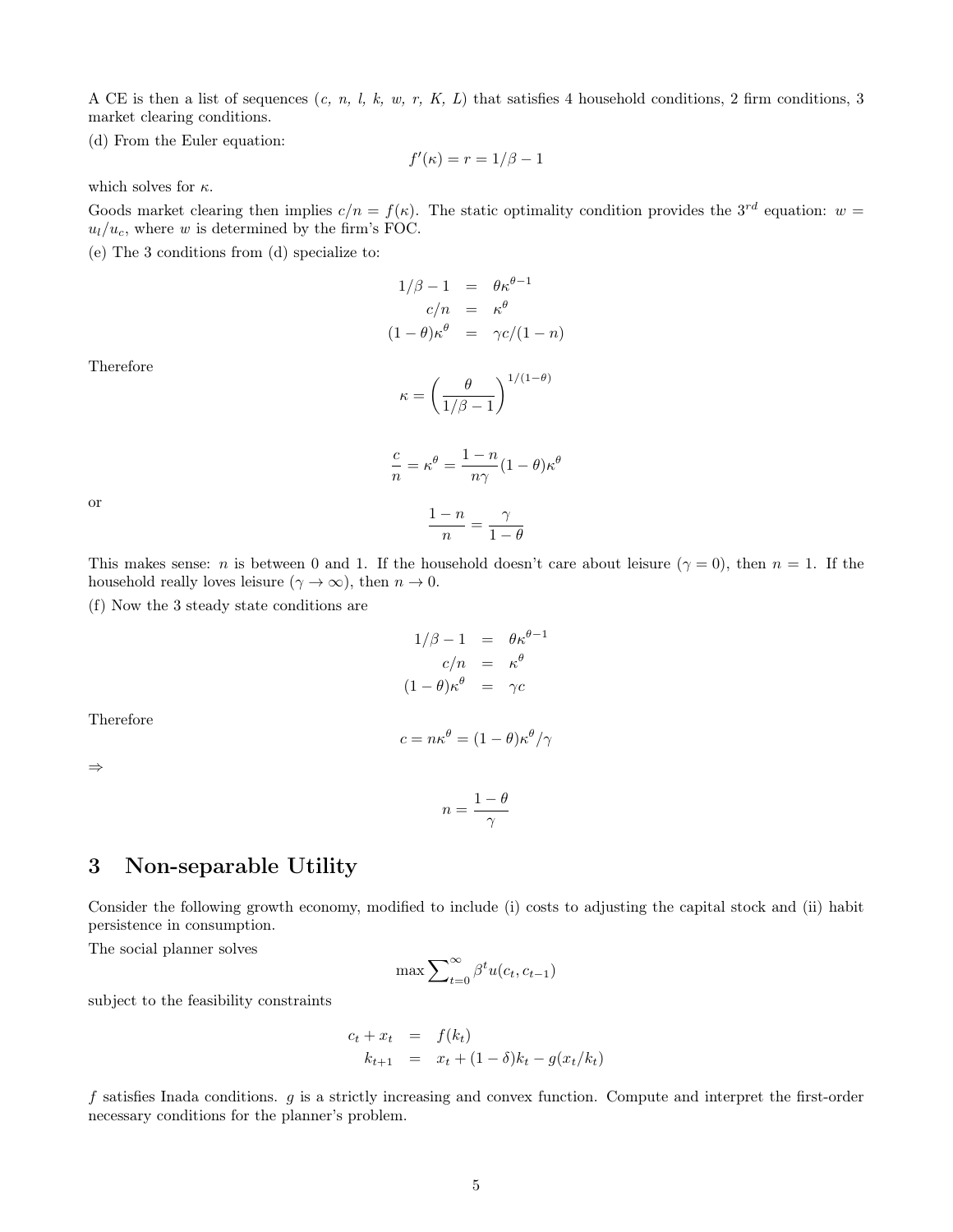A CE is then a list of sequences ($c$, $n$, $l$, $k$, $w$, $r$, $K$, $L$) that satisfies 4 household conditions, 2 firm conditions, 3 market clearing conditions.

(d) From the Euler equation:

$$f'(\kappa) = r = 1/\beta - 1$$

which solves for $\kappa$.

Goods market clearing then implies $c/n = f(\kappa)$. The static optimality condition provides the $3^{rd}$ equation: $w = u_l/u_c$, where $w$ is determined by the firm's FOC.

(e) The 3 conditions from (d) specialize to:

$$\begin{aligned} 1/\beta - 1 &= \theta\kappa^{\theta-1} \\ c/n &= \kappa^{\theta} \\ (1-\theta)\kappa^{\theta} &= \gamma c/(1-n) \end{aligned}$$

Therefore

$$\kappa = \left(\frac{\theta}{1/\beta - 1}\right)^{1/(1-\theta)}$$

$$\frac{c}{n} = \kappa^{\theta} = \frac{1-n}{n\gamma}(1-\theta)\kappa^{\theta}$$

or

$$\frac{1-n}{n} = \frac{\gamma}{1-\theta}$$

This makes sense: $n$ is between 0 and 1. If the household doesn't care about leisure ($\gamma = 0$), then $n = 1$. If the household really loves leisure ($\gamma \to \infty$), then $n \to 0$.

(f) Now the 3 steady state conditions are

$$\begin{aligned} 1/\beta - 1 &= \theta\kappa^{\theta-1} \\ c/n &= \kappa^{\theta} \\ (1-\theta)\kappa^{\theta} &= \gamma c \end{aligned}$$

Therefore

$$c = n\kappa^{\theta} = (1-\theta)\kappa^{\theta}/\gamma$$

$\Rightarrow$

$$n = \frac{1-\theta}{\gamma}$$

# 3 Non-separable Utility

Consider the following growth economy, modified to include (i) costs to adjusting the capital stock and (ii) habit persistence in consumption.

The social planner solves

$$\max \sum_{t=0}^{\infty} \beta^t u(c_t, c_{t-1})$$

subject to the feasibility constraints

$$\begin{aligned} c_t + x_t &= f(k_t) \\ k_{t+1} &= x_t + (1-\delta)k_t - g(x_t/k_t) \end{aligned}$$

$f$ satisfies Inada conditions. $g$ is a strictly increasing and convex function. Compute and interpret the first-order necessary conditions for the planner's problem.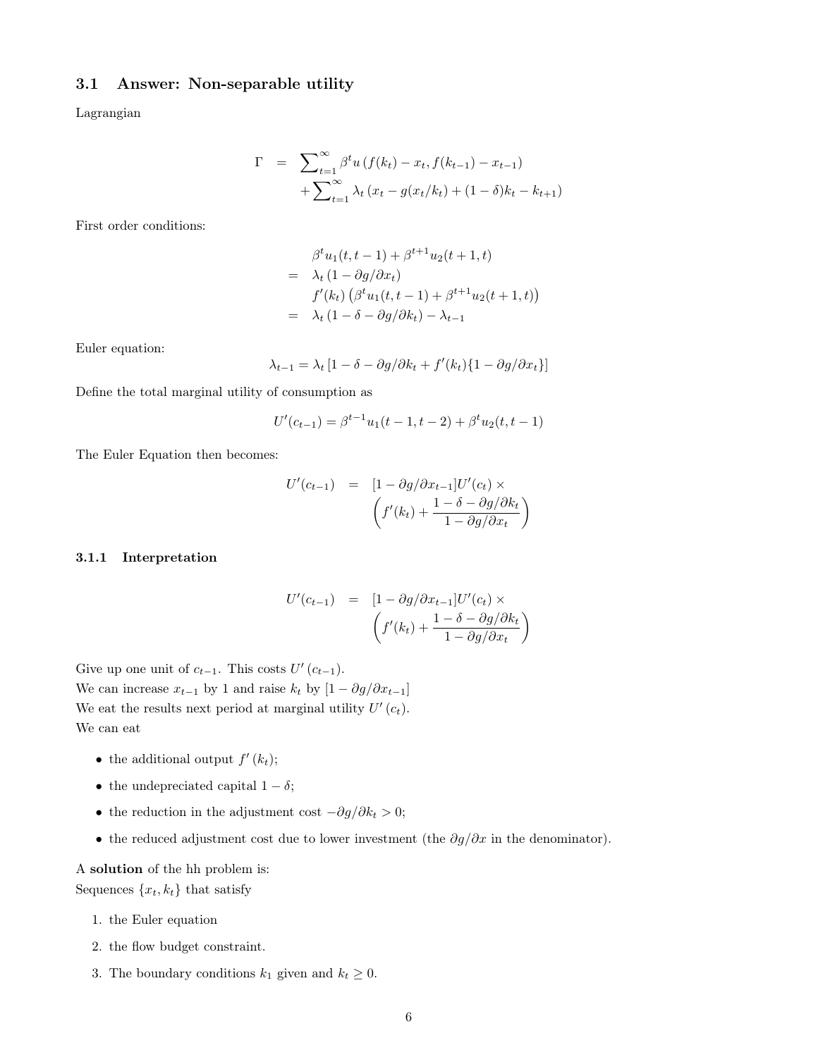## 3.1 Answer: Non-separable utility

Lagrangian

$$
\begin{aligned}
\Gamma &= \sum_{t=1}^{\infty} \beta^t u\left(f(k_t) - x_t, f(k_{t-1}) - x_{t-1}\right) \\
&\quad + \sum_{t=1}^{\infty} \lambda_t \left(x_t - g(x_t/k_t) + (1-\delta)k_t - k_{t+1}\right)
\end{aligned}
$$

First order conditions:

$$
\begin{aligned}
& \beta^t u_1(t, t-1) + \beta^{t+1} u_2(t+1, t) \\
=\; & \lambda_t \left(1 - \partial g/\partial x_t\right) \\
& f'(k_t)\left(\beta^t u_1(t, t-1) + \beta^{t+1} u_2(t+1, t)\right) \\
=\; & \lambda_t \left(1 - \delta - \partial g/\partial k_t\right) - \lambda_{t-1}
\end{aligned}
$$

Euler equation:

$$
\lambda_{t-1} = \lambda_t \left[1 - \delta - \partial g/\partial k_t + f'(k_t)\{1 - \partial g/\partial x_t\}\right]
$$

Define the total marginal utility of consumption as

$$
U'(c_{t-1}) = \beta^{t-1} u_1(t-1, t-2) + \beta^t u_2(t, t-1)
$$

The Euler Equation then becomes:

$$
\begin{aligned}
U'(c_{t-1}) &= [1 - \partial g/\partial x_{t-1}] U'(c_t) \times \\
& \left(f'(k_t) + \frac{1 - \delta - \partial g/\partial k_t}{1 - \partial g/\partial x_t}\right)
\end{aligned}
$$

### 3.1.1 Interpretation

$$
\begin{aligned}
U'(c_{t-1}) &= [1 - \partial g/\partial x_{t-1}] U'(c_t) \times \\
& \left(f'(k_t) + \frac{1 - \delta - \partial g/\partial k_t}{1 - \partial g/\partial x_t}\right)
\end{aligned}
$$

Give up one unit of $c_{t-1}$. This costs $U'(c_{t-1})$.
We can increase $x_{t-1}$ by 1 and raise $k_t$ by $[1 - \partial g/\partial x_{t-1}]$
We eat the results next period at marginal utility $U'(c_t)$.
We can eat

- the additional output $f'(k_t)$;
- the undepreciated capital $1 - \delta$;
- the reduction in the adjustment cost $-\partial g/\partial k_t > 0$;
- the reduced adjustment cost due to lower investment (the $\partial g/\partial x$ in the denominator).

A **solution** of the hh problem is:
Sequences $\{x_t, k_t\}$ that satisfy

1. the Euler equation
2. the flow budget constraint.
3. The boundary conditions $k_1$ given and $k_t \geq 0$.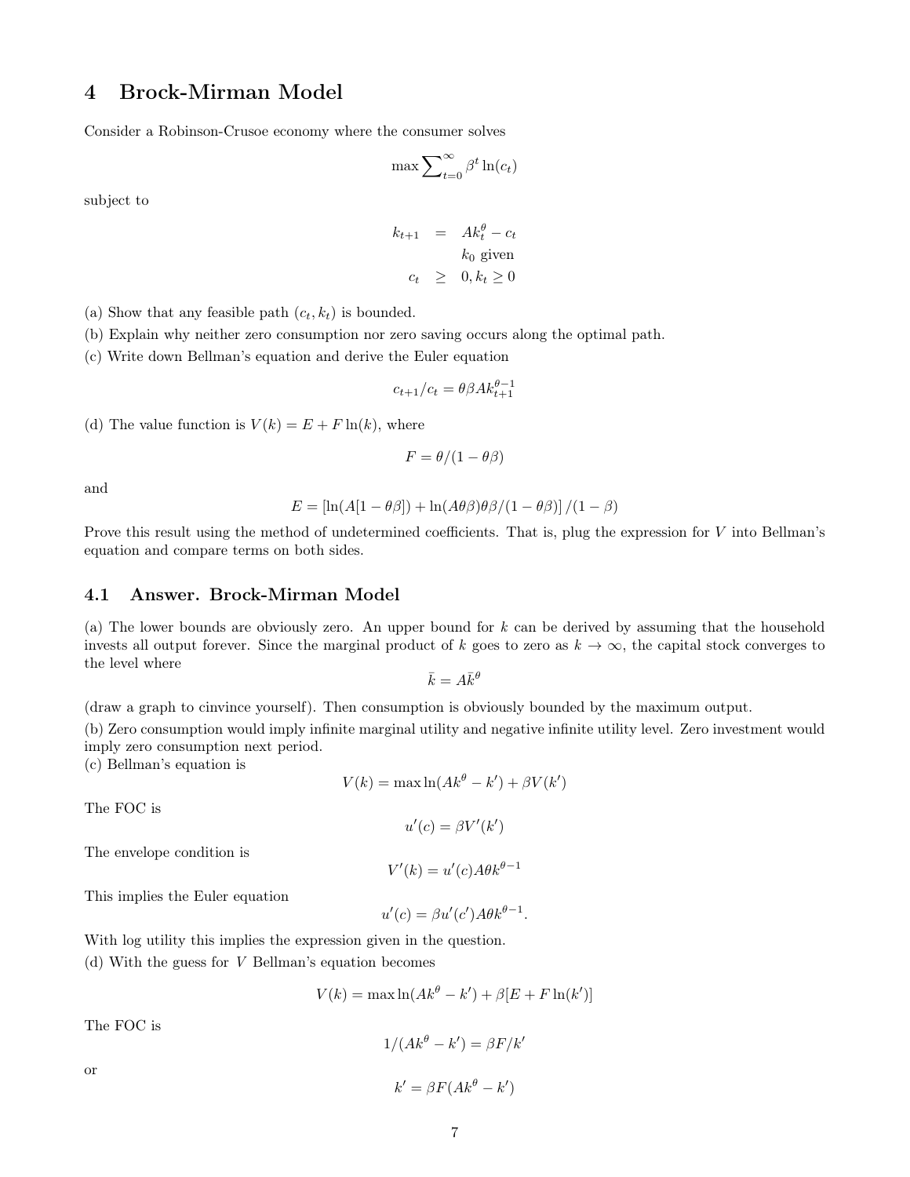# 4 Brock-Mirman Model

Consider a Robinson-Crusoe economy where the consumer solves

$$\max \sum_{t=0}^{\infty} \beta^t \ln(c_t)$$

subject to

$$\begin{aligned} k_{t+1} &= Ak_t^\theta - c_t \\ & \quad k_0 \text{ given} \\ c_t &\geq 0, k_t \geq 0 \end{aligned}$$

(a) Show that any feasible path $(c_t, k_t)$ is bounded.

(b) Explain why neither zero consumption nor zero saving occurs along the optimal path.

(c) Write down Bellman's equation and derive the Euler equation

$$c_{t+1}/c_t = \theta\beta A k_{t+1}^{\theta-1}$$

(d) The value function is $V(k) = E + F\ln(k)$, where

$$F = \theta/(1-\theta\beta)$$

and

$$E = [\ln(A[1-\theta\beta]) + \ln(A\theta\beta)\theta\beta/(1-\theta\beta)]/(1-\beta)$$

Prove this result using the method of undetermined coefficients. That is, plug the expression for $V$ into Bellman's equation and compare terms on both sides.

## 4.1 Answer. Brock-Mirman Model

(a) The lower bounds are obviously zero. An upper bound for $k$ can be derived by assuming that the household invests all output forever. Since the marginal product of $k$ goes to zero as $k \to \infty$, the capital stock converges to the level where

$$\bar{k} = A\bar{k}^\theta$$

(draw a graph to cinvince yourself). Then consumption is obviously bounded by the maximum output.

(b) Zero consumption would imply infinite marginal utility and negative infinite utility level. Zero investment would imply zero consumption next period.

(c) Bellman's equation is

$$V(k) = \max \ln(Ak^\theta - k') + \beta V(k')$$

The FOC is

$$u'(c) = \beta V'(k')$$

The envelope condition is

$$V'(k) = u'(c)A\theta k^{\theta-1}$$

This implies the Euler equation

$$u'(c) = \beta u'(c')A\theta k^{\theta-1}.$$

With log utility this implies the expression given in the question.

(d) With the guess for $V$ Bellman's equation becomes

$$V(k) = \max \ln(Ak^\theta - k') + \beta[E + F\ln(k')]$$

The FOC is

$$1/(Ak^\theta - k') = \beta F/k'$$

or

$$k' = \beta F(Ak^\theta - k')$$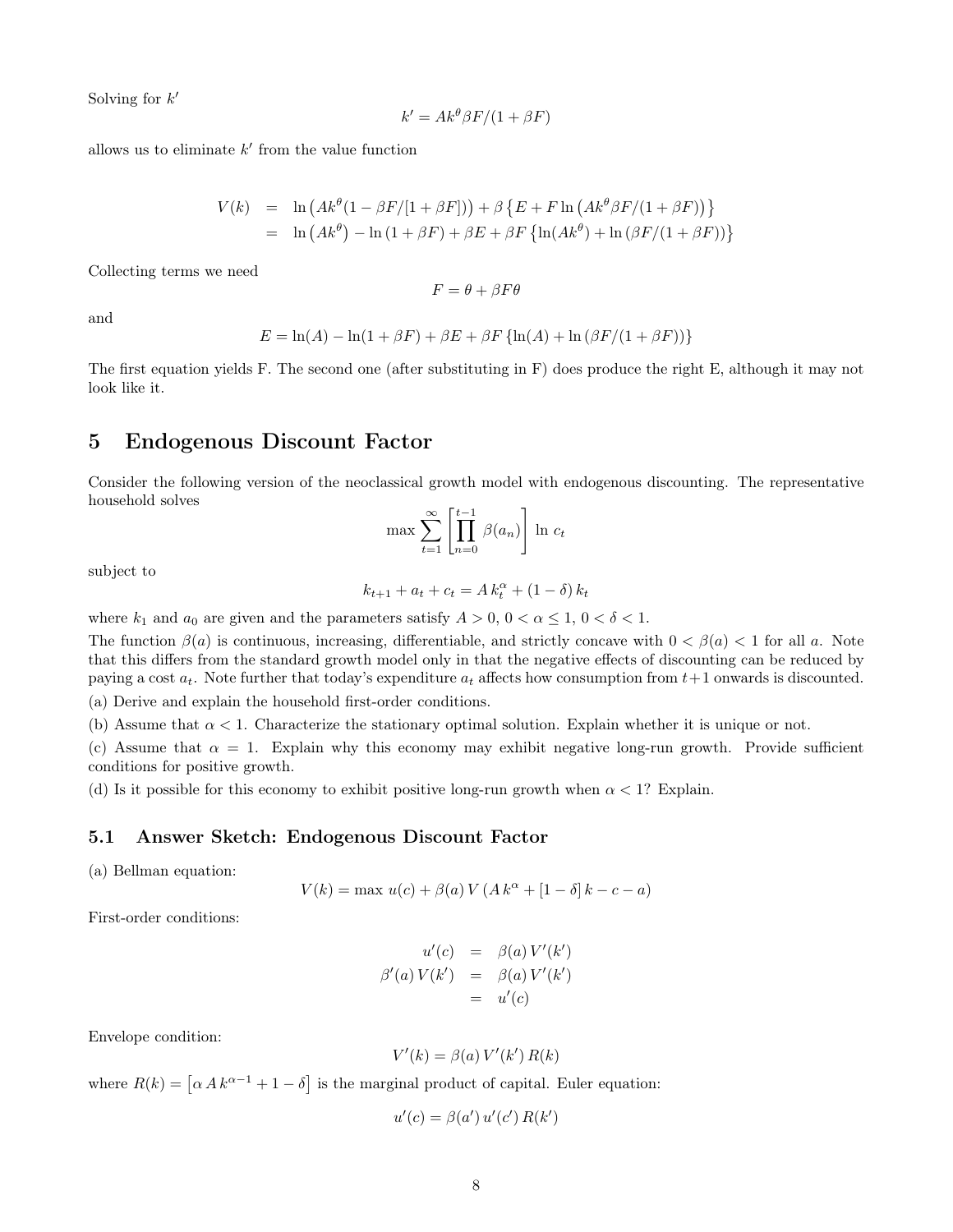Solving for $k'$

$$k' = Ak^{\theta}\beta F/(1+\beta F)$$

allows us to eliminate $k'$ from the value function

$$\begin{aligned}
V(k) &= \ln\left(Ak^{\theta}(1-\beta F/[1+\beta F])\right) + \beta\left\{E + F\ln\left(Ak^{\theta}\beta F/(1+\beta F)\right)\right\} \\
&= \ln\left(Ak^{\theta}\right) - \ln\left(1+\beta F\right) + \beta E + \beta F\left\{\ln(Ak^{\theta}) + \ln\left(\beta F/(1+\beta F)\right)\right\}
\end{aligned}$$

Collecting terms we need

$$F = \theta + \beta F \theta$$

and

$$E = \ln(A) - \ln(1+\beta F) + \beta E + \beta F\left\{\ln(A) + \ln\left(\beta F/(1+\beta F)\right)\right\}$$

The first equation yields F. The second one (after substituting in F) does produce the right E, although it may not look like it.

# 5 Endogenous Discount Factor

Consider the following version of the neoclassical growth model with endogenous discounting. The representative household solves

$$\max \sum_{t=1}^{\infty}\left[\prod_{n=0}^{t-1}\beta(a_n)\right]\ln c_t$$

subject to

$$k_{t+1} + a_t + c_t = A\,k_t^{\alpha} + (1-\delta)\,k_t$$

where $k_1$ and $a_0$ are given and the parameters satisfy $A > 0$, $0 < \alpha \leq 1$, $0 < \delta < 1$.

The function $\beta(a)$ is continuous, increasing, differentiable, and strictly concave with $0 < \beta(a) < 1$ for all $a$. Note that this differs from the standard growth model only in that the negative effects of discounting can be reduced by paying a cost $a_t$. Note further that today's expenditure $a_t$ affects how consumption from $t+1$ onwards is discounted.

(a) Derive and explain the household first-order conditions.

(b) Assume that $\alpha < 1$. Characterize the stationary optimal solution. Explain whether it is unique or not.

(c) Assume that $\alpha = 1$. Explain why this economy may exhibit negative long-run growth. Provide sufficient conditions for positive growth.

(d) Is it possible for this economy to exhibit positive long-run growth when $\alpha < 1$? Explain.

## 5.1 Answer Sketch: Endogenous Discount Factor

(a) Bellman equation:

$$V(k) = \max\ u(c) + \beta(a)\,V\left(A\,k^{\alpha} + [1-\delta]\,k - c - a\right)$$

First-order conditions:

$$\begin{aligned}
u'(c) &= \beta(a)\,V'(k') \\
\beta'(a)\,V(k') &= \beta(a)\,V'(k') \\
&= u'(c)
\end{aligned}$$

Envelope condition:

$$V'(k) = \beta(a)\,V'(k')\,R(k)$$

where $R(k) = \left[\alpha\,A\,k^{\alpha-1} + 1 - \delta\right]$ is the marginal product of capital. Euler equation:

$$u'(c) = \beta(a')\,u'(c')\,R(k')$$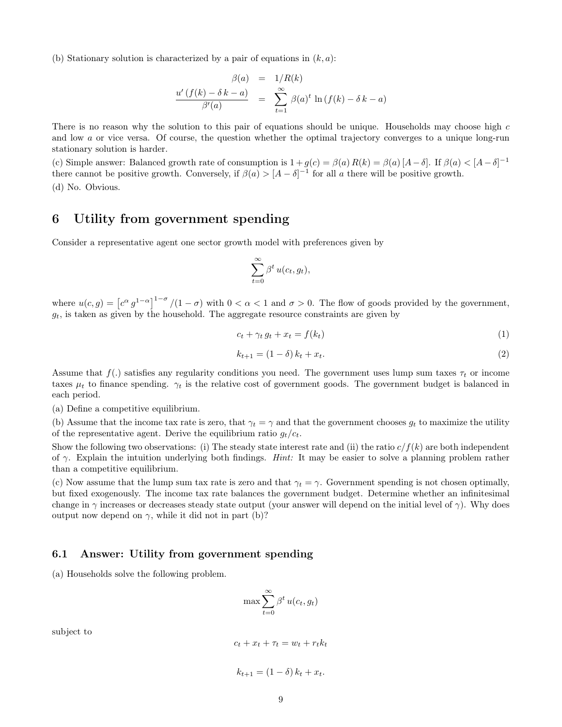(b) Stationary solution is characterized by a pair of equations in $(k, a)$:

$$
\begin{aligned}
\beta(a) &= 1/R(k) \\
\frac{u'(f(k) - \delta\, k - a)}{\beta'(a)} &= \sum_{t=1}^{\infty} \beta(a)^t \ln(f(k) - \delta\, k - a)
\end{aligned}
$$

There is no reason why the solution to this pair of equations should be unique. Households may choose high $c$ and low $a$ or vice versa. Of course, the question whether the optimal trajectory converges to a unique long-run stationary solution is harder.

(c) Simple answer: Balanced growth rate of consumption is $1 + g(c) = \beta(a)\, R(k) = \beta(a)\, [A - \delta]$. If $\beta(a) < [A - \delta]^{-1}$ there cannot be positive growth. Conversely, if $\beta(a) > [A - \delta]^{-1}$ for all $a$ there will be positive growth.

(d) No. Obvious.

# 6 Utility from government spending

Consider a representative agent one sector growth model with preferences given by

$$\sum_{t=0}^{\infty} \beta^t\, u(c_t, g_t),$$

where $u(c, g) = \left[c^{\alpha}\, g^{1-\alpha}\right]^{1-\sigma}/(1-\sigma)$ with $0 < \alpha < 1$ and $\sigma > 0$. The flow of goods provided by the government, $g_t$, is taken as given by the household. The aggregate resource constraints are given by

$$c_t + \gamma_t\, g_t + x_t = f(k_t) \tag{1}$$

$$k_{t+1} = (1 - \delta)\, k_t + x_t. \tag{2}$$

Assume that $f(.)$ satisfies any regularity conditions you need. The government uses lump sum taxes $\tau_t$ or income taxes $\mu_t$ to finance spending. $\gamma_t$ is the relative cost of government goods. The government budget is balanced in each period.

(a) Define a competitive equilibrium.

(b) Assume that the income tax rate is zero, that $\gamma_t = \gamma$ and that the government chooses $g_t$ to maximize the utility of the representative agent. Derive the equilibrium ratio $g_t/c_t$.

Show the following two observations: (i) The steady state interest rate and (ii) the ratio $c/f(k)$ are both independent of $\gamma$. Explain the intuition underlying both findings. *Hint:* It may be easier to solve a planning problem rather than a competitive equilibrium.

(c) Now assume that the lump sum tax rate is zero and that $\gamma_t = \gamma$. Government spending is not chosen optimally, but fixed exogenously. The income tax rate balances the government budget. Determine whether an infinitesimal change in $\gamma$ increases or decreases steady state output (your answer will depend on the initial level of $\gamma$). Why does output now depend on $\gamma$, while it did not in part (b)?

## 6.1 Answer: Utility from government spending

(a) Households solve the following problem.

$$\max \sum_{t=0}^{\infty} \beta^t\, u(c_t, g_t)$$

subject to

$$c_t + x_t + \tau_t = w_t + r_t k_t$$

$$k_{t+1} = (1 - \delta)\, k_t + x_t.$$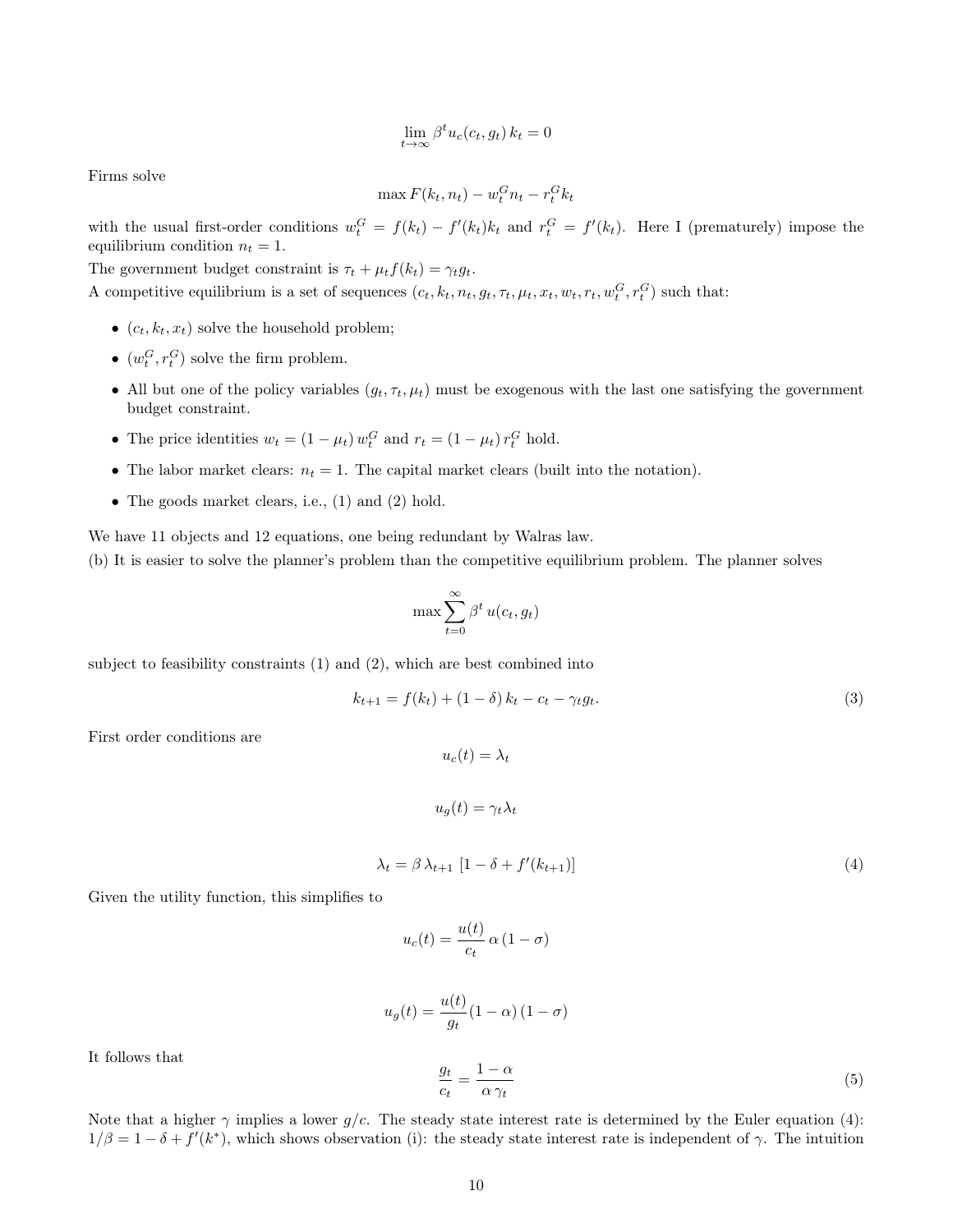$$\lim_{t\to\infty} \beta^t u_c(c_t, g_t)\, k_t = 0$$

Firms solve

$$\max F(k_t, n_t) - w_t^G n_t - r_t^G k_t$$

with the usual first-order conditions $w_t^G = f(k_t) - f'(k_t) k_t$ and $r_t^G = f'(k_t)$. Here I (prematurely) impose the equilibrium condition $n_t = 1$.

The government budget constraint is $\tau_t + \mu_t f(k_t) = \gamma_t g_t$.

A competitive equilibrium is a set of sequences $(c_t, k_t, n_t, g_t, \tau_t, \mu_t, x_t, w_t, r_t, w_t^G, r_t^G)$ such that:

- $(c_t, k_t, x_t)$ solve the household problem;
- $(w_t^G, r_t^G)$ solve the firm problem.
- All but one of the policy variables $(g_t, \tau_t, \mu_t)$ must be exogenous with the last one satisfying the government budget constraint.
- The price identities $w_t = (1 - \mu_t)\, w_t^G$ and $r_t = (1 - \mu_t)\, r_t^G$ hold.
- The labor market clears: $n_t = 1$. The capital market clears (built into the notation).
- The goods market clears, i.e., (1) and (2) hold.

We have 11 objects and 12 equations, one being redundant by Walras law.

(b) It is easier to solve the planner's problem than the competitive equilibrium problem. The planner solves

$$\max \sum_{t=0}^{\infty} \beta^t \, u(c_t, g_t)$$

subject to feasibility constraints (1) and (2), which are best combined into

$$k_{t+1} = f(k_t) + (1-\delta)\, k_t - c_t - \gamma_t g_t. \tag{3}$$

First order conditions are

$$u_c(t) = \lambda_t$$

$$u_g(t) = \gamma_t \lambda_t$$

$$\lambda_t = \beta\, \lambda_{t+1}\, [1 - \delta + f'(k_{t+1})] \tag{4}$$

Given the utility function, this simplifies to

$$u_c(t) = \frac{u(t)}{c_t}\, \alpha\, (1-\sigma)$$

$$u_g(t) = \frac{u(t)}{g_t} (1-\alpha)\, (1-\sigma)$$

It follows that

$$\frac{g_t}{c_t} = \frac{1-\alpha}{\alpha\, \gamma_t} \tag{5}$$

Note that a higher $\gamma$ implies a lower $g/c$. The steady state interest rate is determined by the Euler equation (4): $1/\beta = 1 - \delta + f'(k^*)$, which shows observation (i): the steady state interest rate is independent of $\gamma$. The intuition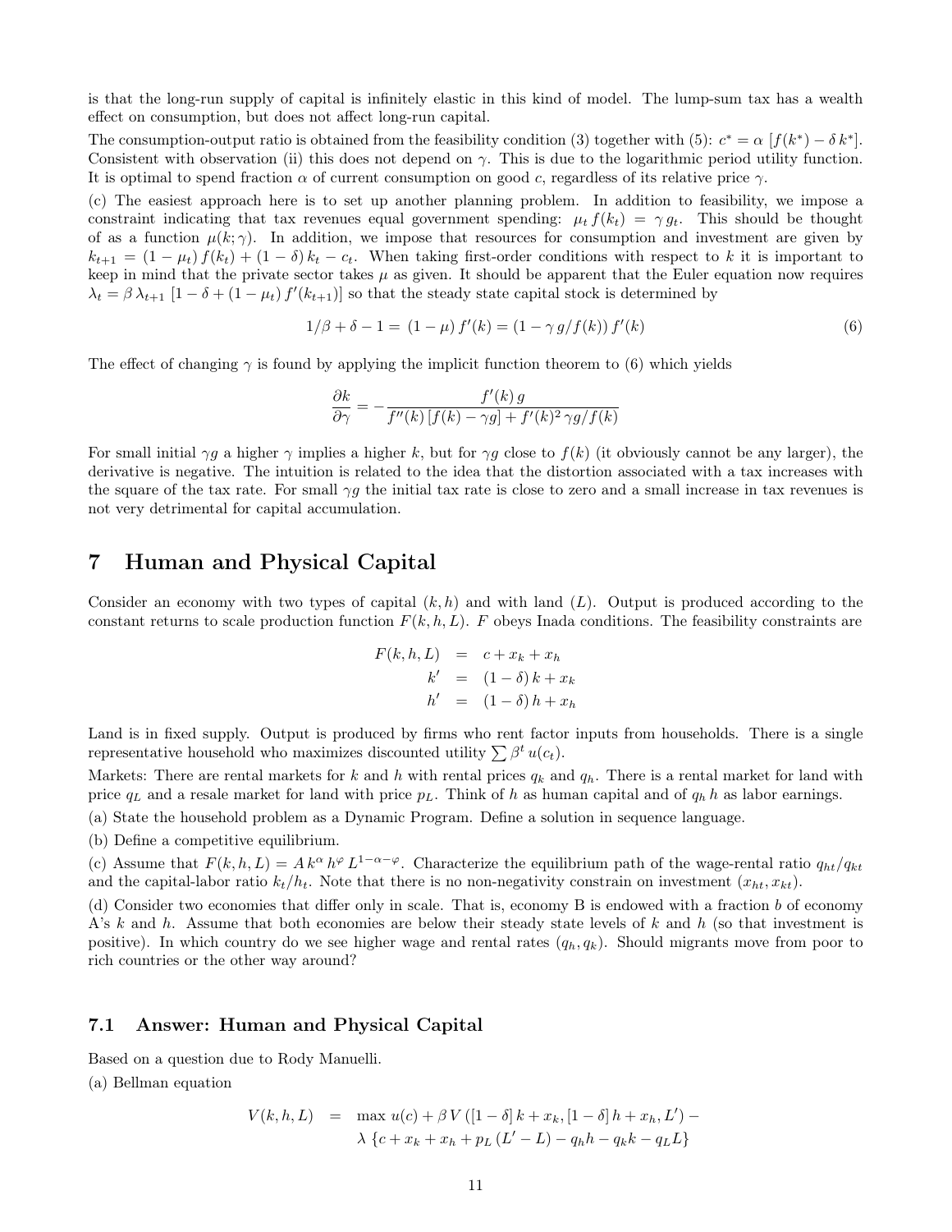is that the long-run supply of capital is infinitely elastic in this kind of model. The lump-sum tax has a wealth effect on consumption, but does not affect long-run capital.

The consumption-output ratio is obtained from the feasibility condition (3) together with (5): $c^* = \alpha\,[f(k^*) - \delta\,k^*]$. Consistent with observation (ii) this does not depend on $\gamma$. This is due to the logarithmic period utility function. It is optimal to spend fraction $\alpha$ of current consumption on good $c$, regardless of its relative price $\gamma$.

(c) The easiest approach here is to set up another planning problem. In addition to feasibility, we impose a constraint indicating that tax revenues equal government spending: $\mu_t\,f(k_t) = \gamma\,g_t$. This should be thought of as a function $\mu(k;\gamma)$. In addition, we impose that resources for consumption and investment are given by $k_{t+1} = (1-\mu_t)\,f(k_t) + (1-\delta)\,k_t - c_t$. When taking first-order conditions with respect to $k$ it is important to keep in mind that the private sector takes $\mu$ as given. It should be apparent that the Euler equation now requires $\lambda_t = \beta\,\lambda_{t+1}\,[1-\delta+(1-\mu_t)\,f'(k_{t+1})]$ so that the steady state capital stock is determined by

$$1/\beta + \delta - 1 = (1-\mu)\,f'(k) = (1-\gamma\,g/f(k))\,f'(k) \tag{6}$$

The effect of changing $\gamma$ is found by applying the implicit function theorem to (6) which yields

$$\frac{\partial k}{\partial \gamma} = -\frac{f'(k)\,g}{f''(k)\,[f(k)-\gamma g] + f'(k)^2\,\gamma g/f(k)}$$

For small initial $\gamma g$ a higher $\gamma$ implies a higher $k$, but for $\gamma g$ close to $f(k)$ (it obviously cannot be any larger), the derivative is negative. The intuition is related to the idea that the distortion associated with a tax increases with the square of the tax rate. For small $\gamma g$ the initial tax rate is close to zero and a small increase in tax revenues is not very detrimental for capital accumulation.

# 7 Human and Physical Capital

Consider an economy with two types of capital $(k,h)$ and with land $(L)$. Output is produced according to the constant returns to scale production function $F(k,h,L)$. $F$ obeys Inada conditions. The feasibility constraints are

$$\begin{aligned}
F(k,h,L) &= c + x_k + x_h \\
k' &= (1-\delta)\,k + x_k \\
h' &= (1-\delta)\,h + x_h
\end{aligned}$$

Land is in fixed supply. Output is produced by firms who rent factor inputs from households. There is a single representative household who maximizes discounted utility $\sum \beta^t\,u(c_t)$.

Markets: There are rental markets for $k$ and $h$ with rental prices $q_k$ and $q_h$. There is a rental market for land with price $q_L$ and a resale market for land with price $p_L$. Think of $h$ as human capital and of $q_h\,h$ as labor earnings.

(a) State the household problem as a Dynamic Program. Define a solution in sequence language.

(b) Define a competitive equilibrium.

(c) Assume that $F(k,h,L) = A\,k^{\alpha}\,h^{\varphi}\,L^{1-\alpha-\varphi}$. Characterize the equilibrium path of the wage-rental ratio $q_{ht}/q_{kt}$ and the capital-labor ratio $k_t/h_t$. Note that there is no non-negativity constrain on investment $(x_{ht}, x_{kt})$.

(d) Consider two economies that differ only in scale. That is, economy B is endowed with a fraction $b$ of economy A's $k$ and $h$. Assume that both economies are below their steady state levels of $k$ and $h$ (so that investment is positive). In which country do we see higher wage and rental rates $(q_h, q_k)$. Should migrants move from poor to rich countries or the other way around?

## 7.1 Answer: Human and Physical Capital

Based on a question due to Rody Manuelli.

(a) Bellman equation

$$\begin{aligned}
V(k,h,L) \;=\;& \max\; u(c) + \beta\,V\left([1-\delta]\,k + x_k, [1-\delta]\,h + x_h, L'\right) - \\
& \lambda\,\{c + x_k + x_h + p_L\,(L'-L) - q_h h - q_k k - q_L L\}
\end{aligned}$$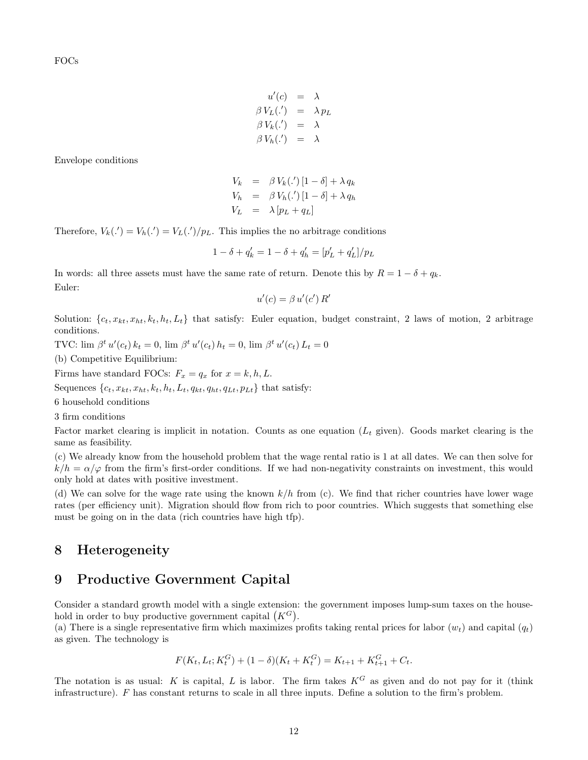FOCs

$$
\begin{aligned}
u'(c) &= \lambda \\
\beta V_L(.') &= \lambda p_L \\
\beta V_k(.') &= \lambda \\
\beta V_h(.') &= \lambda
\end{aligned}
$$

Envelope conditions

$$
\begin{aligned}
V_k &= \beta V_k(.') [1-\delta] + \lambda q_k \\
V_h &= \beta V_h(.') [1-\delta] + \lambda q_h \\
V_L &= \lambda [p_L + q_L]
\end{aligned}
$$

Therefore, $V_k(.') = V_h(.') = V_L(.')/p_L$. This implies the no arbitrage conditions

$$
1 - \delta + q_k' = 1 - \delta + q_h' = [p_L' + q_L']/p_L
$$

In words: all three assets must have the same rate of return. Denote this by $R = 1 - \delta + q_k$.

Euler:

$$
u'(c) = \beta u'(c') R'
$$

Solution: $\{c_t, x_{kt}, x_{ht}, k_t, h_t, L_t\}$ that satisfy: Euler equation, budget constraint, 2 laws of motion, 2 arbitrage conditions.

TVC: $\lim \beta^t u'(c_t) k_t = 0$, $\lim \beta^t u'(c_t) h_t = 0$, $\lim \beta^t u'(c_t) L_t = 0$

(b) Competitive Equilibrium:

Firms have standard FOCs: $F_x = q_x$ for $x = k, h, L$.

Sequences $\{c_t, x_{kt}, x_{ht}, k_t, h_t, L_t, q_{kt}, q_{ht}, q_{Lt}, p_{Lt}\}$ that satisfy:

6 household conditions

3 firm conditions

Factor market clearing is implicit in notation. Counts as one equation ($L_t$ given). Goods market clearing is the same as feasibility.

(c) We already know from the household problem that the wage rental ratio is 1 at all dates. We can then solve for $k/h = \alpha/\varphi$ from the firm's first-order conditions. If we had non-negativity constraints on investment, this would only hold at dates with positive investment.

(d) We can solve for the wage rate using the known $k/h$ from (c). We find that richer countries have lower wage rates (per efficiency unit). Migration should flow from rich to poor countries. Which suggests that something else must be going on in the data (rich countries have high tfp).

# 8 Heterogeneity

# 9 Productive Government Capital

Consider a standard growth model with a single extension: the government imposes lump-sum taxes on the household in order to buy productive government capital $(K^G)$.

(a) There is a single representative firm which maximizes profits taking rental prices for labor ($w_t$) and capital ($q_t$) as given. The technology is

$$
F(K_t, L_t; K_t^G) + (1-\delta)(K_t + K_t^G) = K_{t+1} + K_{t+1}^G + C_t.
$$

The notation is as usual: $K$ is capital, $L$ is labor. The firm takes $K^G$ as given and do not pay for it (think infrastructure). $F$ has constant returns to scale in all three inputs. Define a solution to the firm's problem.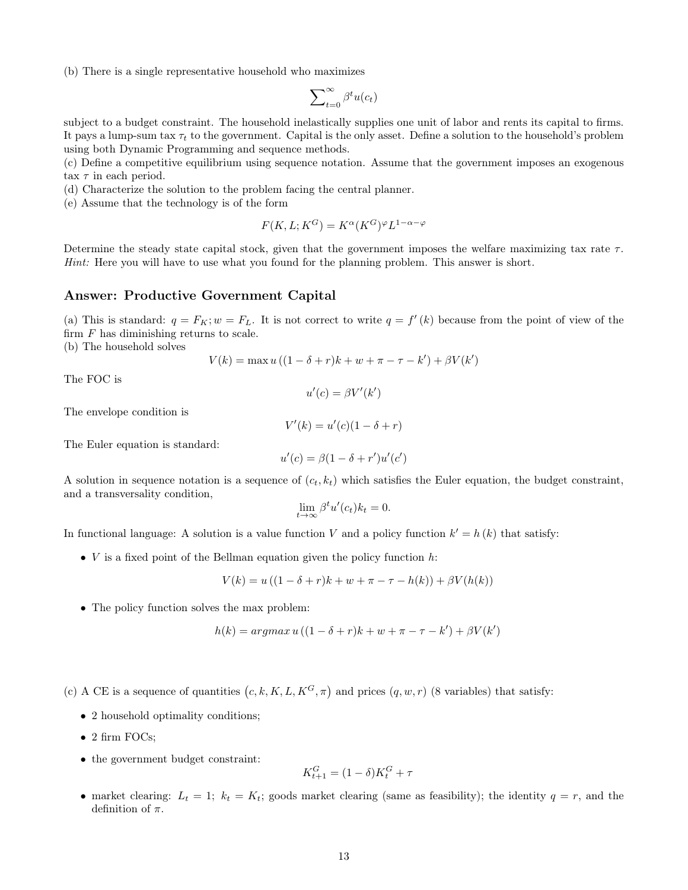(b) There is a single representative household who maximizes

$$\sum\nolimits_{t=0}^{\infty} \beta^t u(c_t)$$

subject to a budget constraint. The household inelastically supplies one unit of labor and rents its capital to firms. It pays a lump-sum tax $\tau_t$ to the government. Capital is the only asset. Define a solution to the household's problem using both Dynamic Programming and sequence methods.
(c) Define a competitive equilibrium using sequence notation. Assume that the government imposes an exogenous tax $\tau$ in each period.
(d) Characterize the solution to the problem facing the central planner.
(e) Assume that the technology is of the form

$$F(K, L; K^G) = K^{\alpha}(K^G)^{\varphi} L^{1-\alpha-\varphi}$$

Determine the steady state capital stock, given that the government imposes the welfare maximizing tax rate $\tau$. *Hint:* Here you will have to use what you found for the planning problem. This answer is short.

## Answer: Productive Government Capital

(a) This is standard: $q = F_K; w = F_L$. It is not correct to write $q = f'(k)$ because from the point of view of the firm $F$ has diminishing returns to scale.
(b) The household solves

$$V(k) = \max u\left((1 - \delta + r)k + w + \pi - \tau - k'\right) + \beta V(k')$$

The FOC is

$$u'(c) = \beta V'(k')$$

The envelope condition is

$$V'(k) = u'(c)(1 - \delta + r)$$

The Euler equation is standard:

$$u'(c) = \beta(1 - \delta + r')u'(c')$$

A solution in sequence notation is a sequence of $(c_t, k_t)$ which satisfies the Euler equation, the budget constraint, and a transversality condition,

$$\lim_{t\to\infty} \beta^t u'(c_t)k_t = 0.$$

In functional language: A solution is a value function $V$ and a policy function $k' = h(k)$ that satisfy:

- $V$ is a fixed point of the Bellman equation given the policy function $h$:

$$V(k) = u\left((1 - \delta + r)k + w + \pi - \tau - h(k)\right) + \beta V(h(k))$$

- The policy function solves the max problem:

$$h(k) = argmax\, u\left((1 - \delta + r)k + w + \pi - \tau - k'\right) + \beta V(k')$$

(c) A CE is a sequence of quantities $\left(c, k, K, L, K^G, \pi\right)$ and prices $(q, w, r)$ (8 variables) that satisfy:

- 2 household optimality conditions;
- 2 firm FOCs;
- the government budget constraint:

$$K^G_{t+1} = (1 - \delta)K^G_t + \tau$$

- market clearing: $L_t = 1$; $k_t = K_t$; goods market clearing (same as feasibility); the identity $q = r$, and the definition of $\pi$.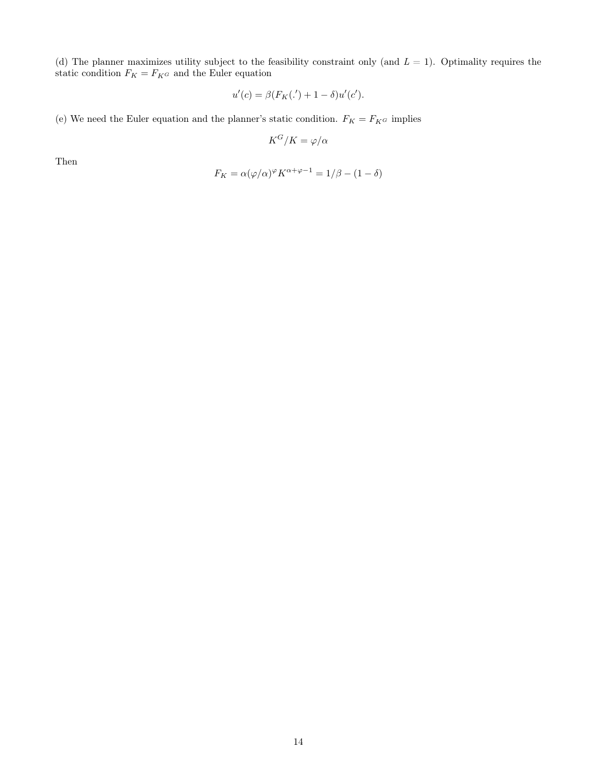(d) The planner maximizes utility subject to the feasibility constraint only (and $L = 1$). Optimality requires the static condition $F_K = F_{K^G}$ and the Euler equation

$$u'(c) = \beta(F_K(.') + 1 - \delta)u'(c').$$

(e) We need the Euler equation and the planner's static condition. $F_K = F_{K^G}$ implies

$$K^G/K = \varphi/\alpha$$

Then

$$F_K = \alpha(\varphi/\alpha)^{\varphi} K^{\alpha+\varphi-1} = 1/\beta - (1 - \delta)$$